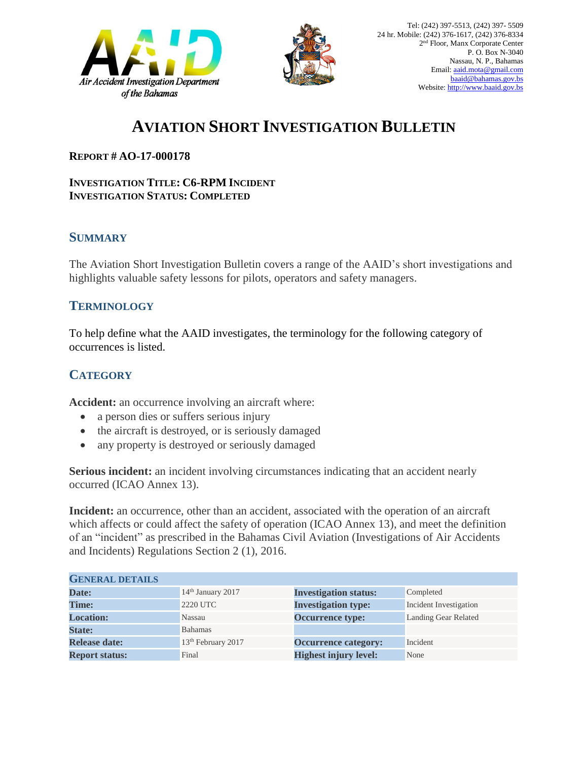Tel: (242) 397-5513, (242) 397- 5509
24 hr. Mobile: (242) 376-1617, (242) 376-8334
2nd Floor, Manx Corporate Center
P. O. Box N-3040
Nassau, N. P., Bahamas
Email: aaid.mota@gmail.com
baaid@bahamas.gov.bs
Website: http://www.baaid.gov.bs

# AVIATION SHORT INVESTIGATION BULLETIN

**REPORT # AO-17-000178**

**INVESTIGATION TITLE: C6-RPM INCIDENT**
**INVESTIGATION STATUS: COMPLETED**

## SUMMARY

The Aviation Short Investigation Bulletin covers a range of the AAID's short investigations and highlights valuable safety lessons for pilots, operators and safety managers.

## TERMINOLOGY

To help define what the AAID investigates, the terminology for the following category of occurrences is listed.

## CATEGORY

**Accident:** an occurrence involving an aircraft where:

- a person dies or suffers serious injury
- the aircraft is destroyed, or is seriously damaged
- any property is destroyed or seriously damaged

**Serious incident:** an incident involving circumstances indicating that an accident nearly occurred (ICAO Annex 13).

**Incident:** an occurrence, other than an accident, associated with the operation of an aircraft which affects or could affect the safety of operation (ICAO Annex 13), and meet the definition of an "incident" as prescribed in the Bahamas Civil Aviation (Investigations of Air Accidents and Incidents) Regulations Section 2 (1), 2016.

| GENERAL DETAILS | | | |
|---|---|---|---|
| **Date:** | 14th January 2017 | **Investigation status:** | Completed |
| **Time:** | 2220 UTC | **Investigation type:** | Incident Investigation |
| **Location:** | Nassau | **Occurrence type:** | Landing Gear Related |
| **State:** | Bahamas | | |
| **Release date:** | 13th February 2017 | **Occurrence category:** | Incident |
| **Report status:** | Final | **Highest injury level:** | None |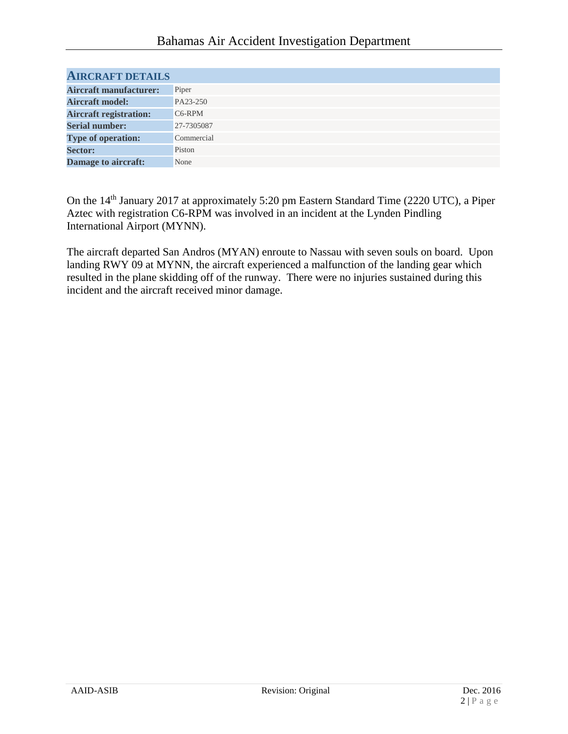| AIRCRAFT DETAILS | |
|---|---|
| **Aircraft manufacturer:** | Piper |
| **Aircraft model:** | PA23-250 |
| **Aircraft registration:** | C6-RPM |
| **Serial number:** | 27-7305087 |
| **Type of operation:** | Commercial |
| **Sector:** | Piston |
| **Damage to aircraft:** | None |

On the 14th January 2017 at approximately 5:20 pm Eastern Standard Time (2220 UTC), a Piper Aztec with registration C6-RPM was involved in an incident at the Lynden Pindling International Airport (MYNN).

The aircraft departed San Andros (MYAN) enroute to Nassau with seven souls on board. Upon landing RWY 09 at MYNN, the aircraft experienced a malfunction of the landing gear which resulted in the plane skidding off of the runway. There were no injuries sustained during this incident and the aircraft received minor damage.